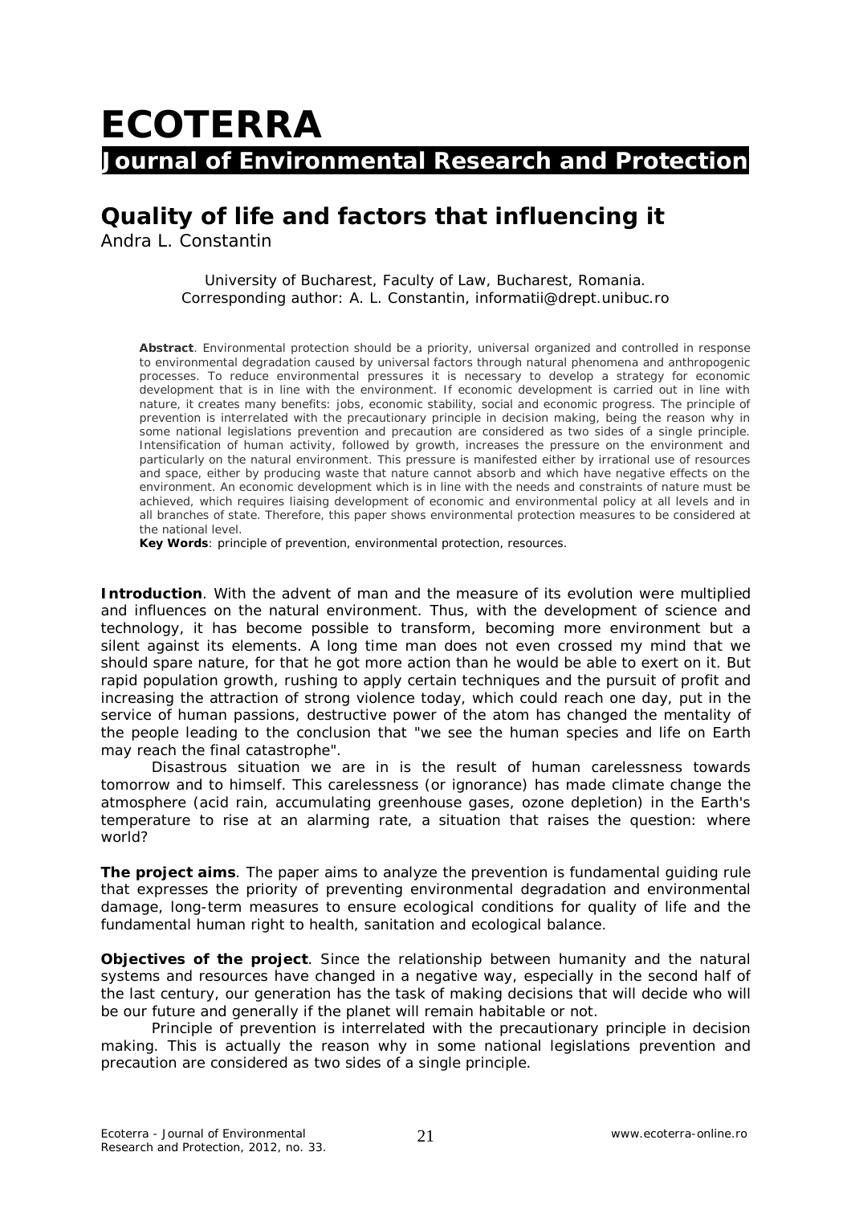# ECOTERRA

## Journal of Environmental Research and Protection

## Quality of life and factors that influencing it

Andra L. Constantin

University of Bucharest, Faculty of Law, Bucharest, Romania. Corresponding author: A. L. Constantin, informatii@drept.unibuc.ro

**Abstract**. Environmental protection should be a priority, universal organized and controlled in response to environmental degradation caused by universal factors through natural phenomena and anthropogenic processes. To reduce environmental pressures it is necessary to develop a strategy for economic development that is in line with the environment. If economic development is carried out in line with nature, it creates many benefits: jobs, economic stability, social and economic progress. The principle of prevention is interrelated with the precautionary principle in decision making, being the reason why in some national legislations prevention and precaution are considered as two sides of a single principle. Intensification of human activity, followed by growth, increases the pressure on the environment and particularly on the natural environment. This pressure is manifested either by irrational use of resources and space, either by producing waste that nature cannot absorb and which have negative effects on the environment. An economic development which is in line with the needs and constraints of nature must be achieved, which requires liaising development of economic and environmental policy at all levels and in all branches of state. Therefore, this paper shows environmental protection measures to be considered at the national level.

**Key Words**: principle of prevention, environmental protection, resources.

**Introduction**. With the advent of man and the measure of its evolution were multiplied and influences on the natural environment. Thus, with the development of science and technology, it has become possible to transform, becoming more environment but a silent against its elements. A long time man does not even crossed my mind that we should spare nature, for that he got more action than he would be able to exert on it. But rapid population growth, rushing to apply certain techniques and the pursuit of profit and increasing the attraction of strong violence today, which could reach one day, put in the service of human passions, destructive power of the atom has changed the mentality of the people leading to the conclusion that "we see the human species and life on Earth may reach the final catastrophe".

Disastrous situation we are in is the result of human carelessness towards tomorrow and to himself. This carelessness (or ignorance) has made climate change the atmosphere (acid rain, accumulating greenhouse gases, ozone depletion) in the Earth's temperature to rise at an alarming rate, a situation that raises the question: where world?

**The project aims**. The paper aims to analyze the prevention is fundamental guiding rule that expresses the priority of preventing environmental degradation and environmental damage, long-term measures to ensure ecological conditions for quality of life and the fundamental human right to health, sanitation and ecological balance.

**Objectives of the project**. Since the relationship between humanity and the natural systems and resources have changed in a negative way, especially in the second half of the last century, our generation has the task of making decisions that will decide who will be our future and generally if the planet will remain habitable or not.

Principle of prevention is interrelated with the precautionary principle in decision making. This is actually the reason why in some national legislations prevention and precaution are considered as two sides of a single principle.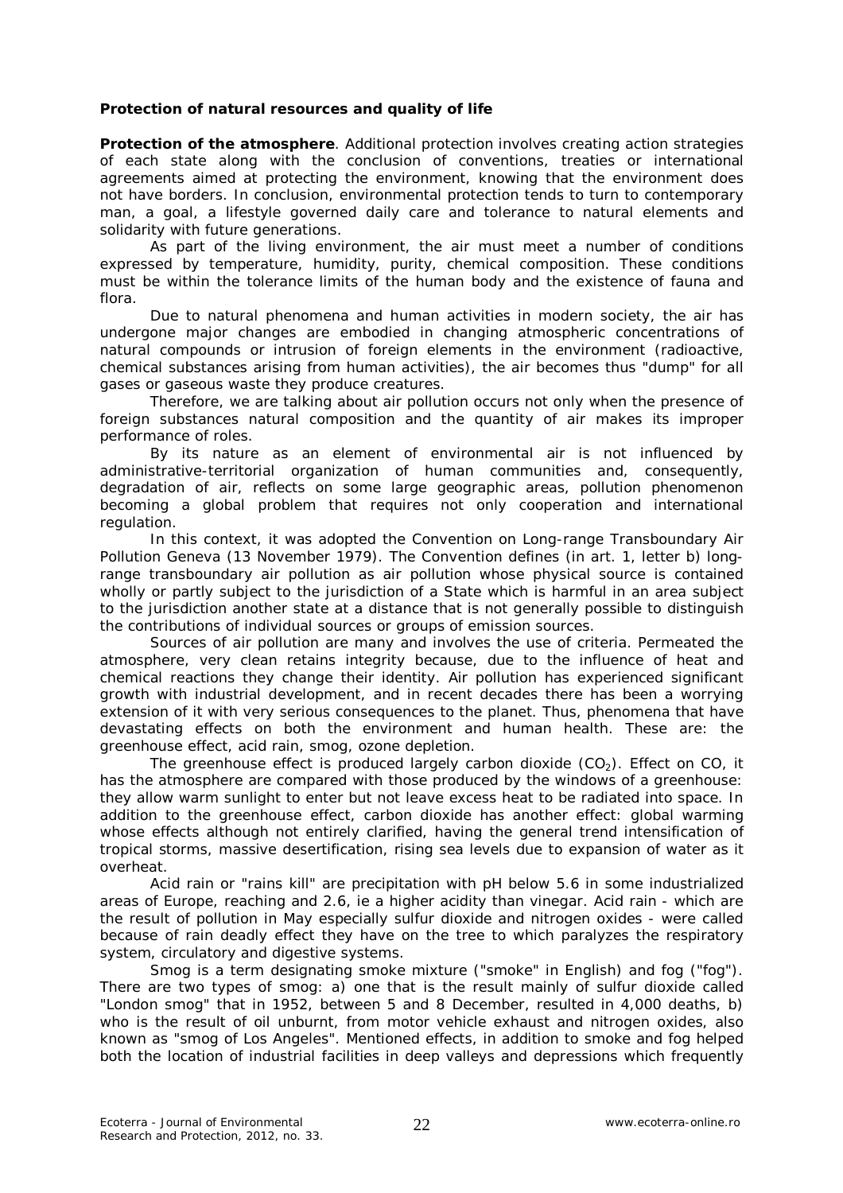**Protection of natural resources and quality of life**

**Protection of the atmosphere**. Additional protection involves creating action strategies of each state along with the conclusion of conventions, treaties or international agreements aimed at protecting the environment, knowing that the environment does not have borders. In conclusion, environmental protection tends to turn to contemporary man, a goal, a lifestyle governed daily care and tolerance to natural elements and solidarity with future generations.

As part of the living environment, the air must meet a number of conditions expressed by temperature, humidity, purity, chemical composition. These conditions must be within the tolerance limits of the human body and the existence of fauna and flora.

Due to natural phenomena and human activities in modern society, the air has undergone major changes are embodied in changing atmospheric concentrations of natural compounds or intrusion of foreign elements in the environment (radioactive, chemical substances arising from human activities), the air becomes thus "dump" for all gases or gaseous waste they produce creatures.

Therefore, we are talking about air pollution occurs not only when the presence of foreign substances natural composition and the quantity of air makes its improper performance of roles.

By its nature as an element of environmental air is not influenced by administrative-territorial organization of human communities and, consequently, degradation of air, reflects on some large geographic areas, pollution phenomenon becoming a global problem that requires not only cooperation and international regulation.

In this context, it was adopted the Convention on Long-range Transboundary Air Pollution Geneva (13 November 1979). The Convention defines (in art. 1, letter b) long-range transboundary air pollution as air pollution whose physical source is contained wholly or partly subject to the jurisdiction of a State which is harmful in an area subject to the jurisdiction another state at a distance that is not generally possible to distinguish the contributions of individual sources or groups of emission sources.

Sources of air pollution are many and involves the use of criteria. Permeated the atmosphere, very clean retains integrity because, due to the influence of heat and chemical reactions they change their identity. Air pollution has experienced significant growth with industrial development, and in recent decades there has been a worrying extension of it with very serious consequences to the planet. Thus, phenomena that have devastating effects on both the environment and human health. These are: the greenhouse effect, acid rain, smog, ozone depletion.

The greenhouse effect is produced largely carbon dioxide ($CO_2$). Effect on CO, it has the atmosphere are compared with those produced by the windows of a greenhouse: they allow warm sunlight to enter but not leave excess heat to be radiated into space. In addition to the greenhouse effect, carbon dioxide has another effect: global warming whose effects although not entirely clarified, having the general trend intensification of tropical storms, massive desertification, rising sea levels due to expansion of water as it overheat.

Acid rain or "rains kill" are precipitation with pH below 5.6 in some industrialized areas of Europe, reaching and 2.6, ie a higher acidity than vinegar. Acid rain - which are the result of pollution in May especially sulfur dioxide and nitrogen oxides - were called because of rain deadly effect they have on the tree to which paralyzes the respiratory system, circulatory and digestive systems.

Smog is a term designating smoke mixture ("smoke" in English) and fog ("fog"). There are two types of smog: a) one that is the result mainly of sulfur dioxide called "London smog" that in 1952, between 5 and 8 December, resulted in 4,000 deaths, b) who is the result of oil unburnt, from motor vehicle exhaust and nitrogen oxides, also known as "smog of Los Angeles". Mentioned effects, in addition to smoke and fog helped both the location of industrial facilities in deep valleys and depressions which frequently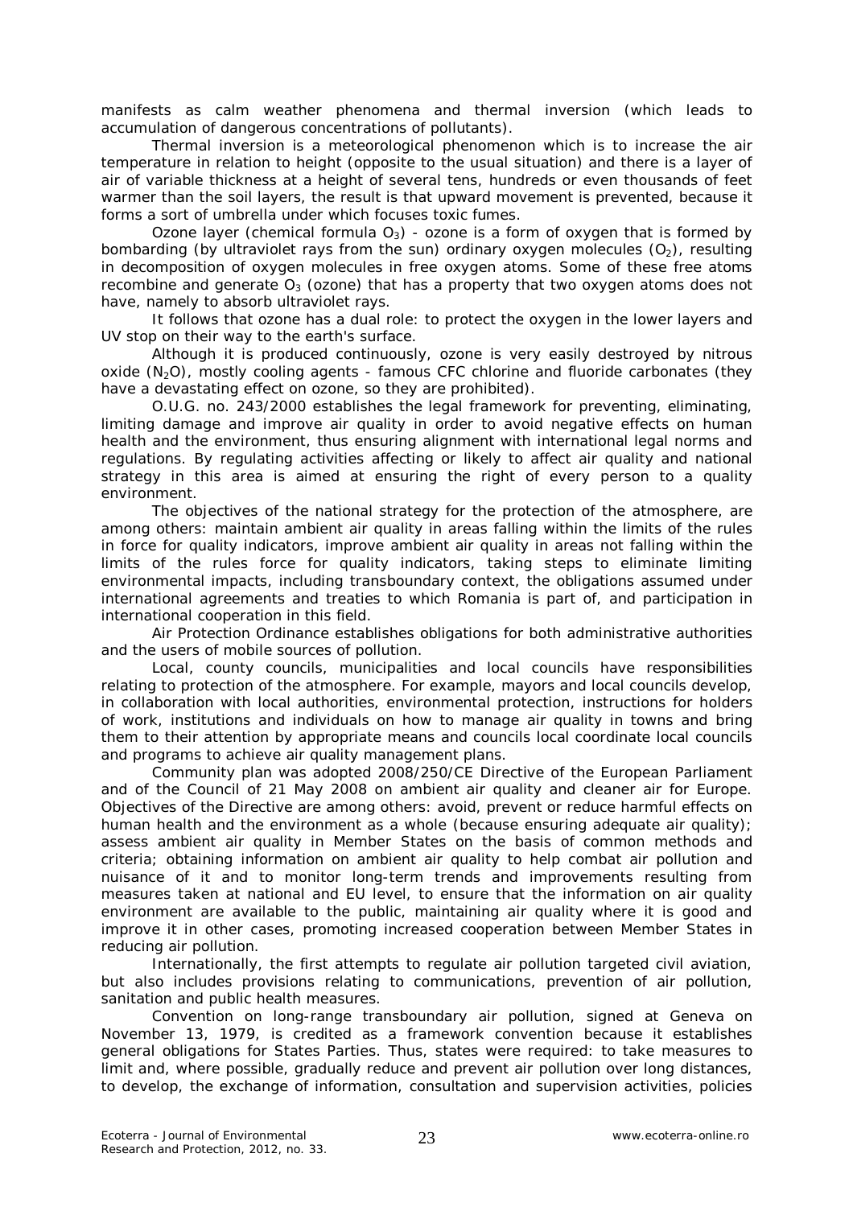manifests as calm weather phenomena and thermal inversion (which leads to accumulation of dangerous concentrations of pollutants).

Thermal inversion is a meteorological phenomenon which is to increase the air temperature in relation to height (opposite to the usual situation) and there is a layer of air of variable thickness at a height of several tens, hundreds or even thousands of feet warmer than the soil layers, the result is that upward movement is prevented, because it forms a sort of umbrella under which focuses toxic fumes.

Ozone layer (chemical formula $O_3$) - ozone is a form of oxygen that is formed by bombarding (by ultraviolet rays from the sun) ordinary oxygen molecules ($O_2$), resulting in decomposition of oxygen molecules in free oxygen atoms. Some of these free atoms recombine and generate $O_3$ (ozone) that has a property that two oxygen atoms does not have, namely to absorb ultraviolet rays.

It follows that ozone has a dual role: to protect the oxygen in the lower layers and UV stop on their way to the earth's surface.

Although it is produced continuously, ozone is very easily destroyed by nitrous oxide ($N_2O$), mostly cooling agents - famous CFC chlorine and fluoride carbonates (they have a devastating effect on ozone, so they are prohibited).

O.U.G. no. 243/2000 establishes the legal framework for preventing, eliminating, limiting damage and improve air quality in order to avoid negative effects on human health and the environment, thus ensuring alignment with international legal norms and regulations. By regulating activities affecting or likely to affect air quality and national strategy in this area is aimed at ensuring the right of every person to a quality environment.

The objectives of the national strategy for the protection of the atmosphere, are among others: maintain ambient air quality in areas falling within the limits of the rules in force for quality indicators, improve ambient air quality in areas not falling within the limits of the rules force for quality indicators, taking steps to eliminate limiting environmental impacts, including transboundary context, the obligations assumed under international agreements and treaties to which Romania is part of, and participation in international cooperation in this field.

Air Protection Ordinance establishes obligations for both administrative authorities and the users of mobile sources of pollution.

Local, county councils, municipalities and local councils have responsibilities relating to protection of the atmosphere. For example, mayors and local councils develop, in collaboration with local authorities, environmental protection, instructions for holders of work, institutions and individuals on how to manage air quality in towns and bring them to their attention by appropriate means and councils local coordinate local councils and programs to achieve air quality management plans.

Community plan was adopted 2008/250/CE Directive of the European Parliament and of the Council of 21 May 2008 on ambient air quality and cleaner air for Europe. Objectives of the Directive are among others: avoid, prevent or reduce harmful effects on human health and the environment as a whole (because ensuring adequate air quality); assess ambient air quality in Member States on the basis of common methods and criteria; obtaining information on ambient air quality to help combat air pollution and nuisance of it and to monitor long-term trends and improvements resulting from measures taken at national and EU level, to ensure that the information on air quality environment are available to the public, maintaining air quality where it is good and improve it in other cases, promoting increased cooperation between Member States in reducing air pollution.

Internationally, the first attempts to regulate air pollution targeted civil aviation, but also includes provisions relating to communications, prevention of air pollution, sanitation and public health measures.

Convention on long-range transboundary air pollution, signed at Geneva on November 13, 1979, is credited as a framework convention because it establishes general obligations for States Parties. Thus, states were required: to take measures to limit and, where possible, gradually reduce and prevent air pollution over long distances, to develop, the exchange of information, consultation and supervision activities, policies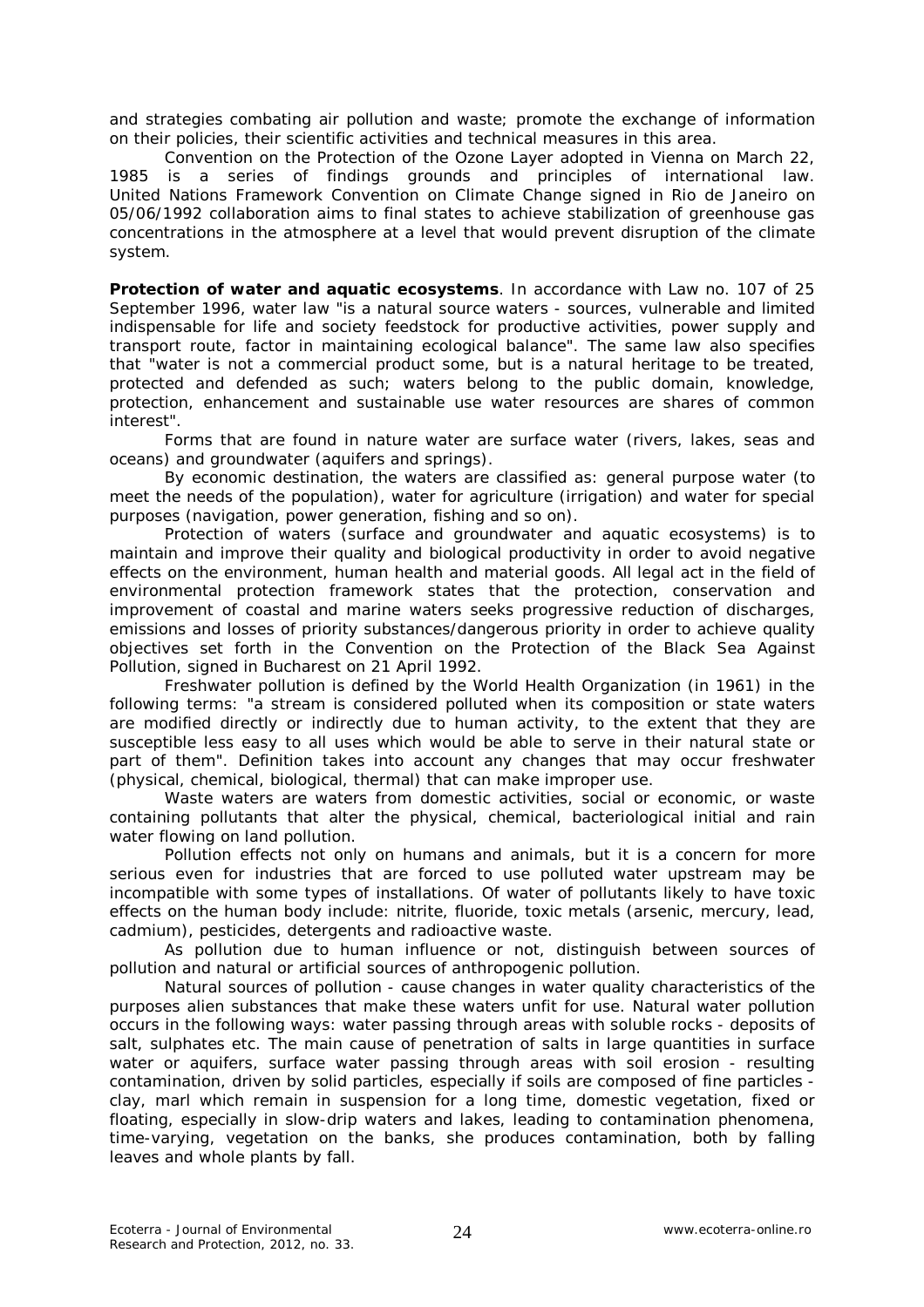and strategies combating air pollution and waste; promote the exchange of information on their policies, their scientific activities and technical measures in this area.

Convention on the Protection of the Ozone Layer adopted in Vienna on March 22, 1985 is a series of findings grounds and principles of international law. United Nations Framework Convention on Climate Change signed in Rio de Janeiro on 05/06/1992 collaboration aims to final states to achieve stabilization of greenhouse gas concentrations in the atmosphere at a level that would prevent disruption of the climate system.

**Protection of water and aquatic ecosystems**. In accordance with Law no. 107 of 25 September 1996, water law "is a natural source waters - sources, vulnerable and limited indispensable for life and society feedstock for productive activities, power supply and transport route, factor in maintaining ecological balance". The same law also specifies that "water is not a commercial product some, but is a natural heritage to be treated, protected and defended as such; waters belong to the public domain, knowledge, protection, enhancement and sustainable use water resources are shares of common interest".

Forms that are found in nature water are surface water (rivers, lakes, seas and oceans) and groundwater (aquifers and springs).

By economic destination, the waters are classified as: general purpose water (to meet the needs of the population), water for agriculture (irrigation) and water for special purposes (navigation, power generation, fishing and so on).

Protection of waters (surface and groundwater and aquatic ecosystems) is to maintain and improve their quality and biological productivity in order to avoid negative effects on the environment, human health and material goods. All legal act in the field of environmental protection framework states that the protection, conservation and improvement of coastal and marine waters seeks progressive reduction of discharges, emissions and losses of priority substances/dangerous priority in order to achieve quality objectives set forth in the Convention on the Protection of the Black Sea Against Pollution, signed in Bucharest on 21 April 1992.

Freshwater pollution is defined by the World Health Organization (in 1961) in the following terms: "a stream is considered polluted when its composition or state waters are modified directly or indirectly due to human activity, to the extent that they are susceptible less easy to all uses which would be able to serve in their natural state or part of them". Definition takes into account any changes that may occur freshwater (physical, chemical, biological, thermal) that can make improper use.

Waste waters are waters from domestic activities, social or economic, or waste containing pollutants that alter the physical, chemical, bacteriological initial and rain water flowing on land pollution.

Pollution effects not only on humans and animals, but it is a concern for more serious even for industries that are forced to use polluted water upstream may be incompatible with some types of installations. Of water of pollutants likely to have toxic effects on the human body include: nitrite, fluoride, toxic metals (arsenic, mercury, lead, cadmium), pesticides, detergents and radioactive waste.

As pollution due to human influence or not, distinguish between sources of pollution and natural or artificial sources of anthropogenic pollution.

Natural sources of pollution - cause changes in water quality characteristics of the purposes alien substances that make these waters unfit for use. Natural water pollution occurs in the following ways: water passing through areas with soluble rocks - deposits of salt, sulphates etc. The main cause of penetration of salts in large quantities in surface water or aquifers, surface water passing through areas with soil erosion - resulting contamination, driven by solid particles, especially if soils are composed of fine particles - clay, marl which remain in suspension for a long time, domestic vegetation, fixed or floating, especially in slow-drip waters and lakes, leading to contamination phenomena, time-varying, vegetation on the banks, she produces contamination, both by falling leaves and whole plants by fall.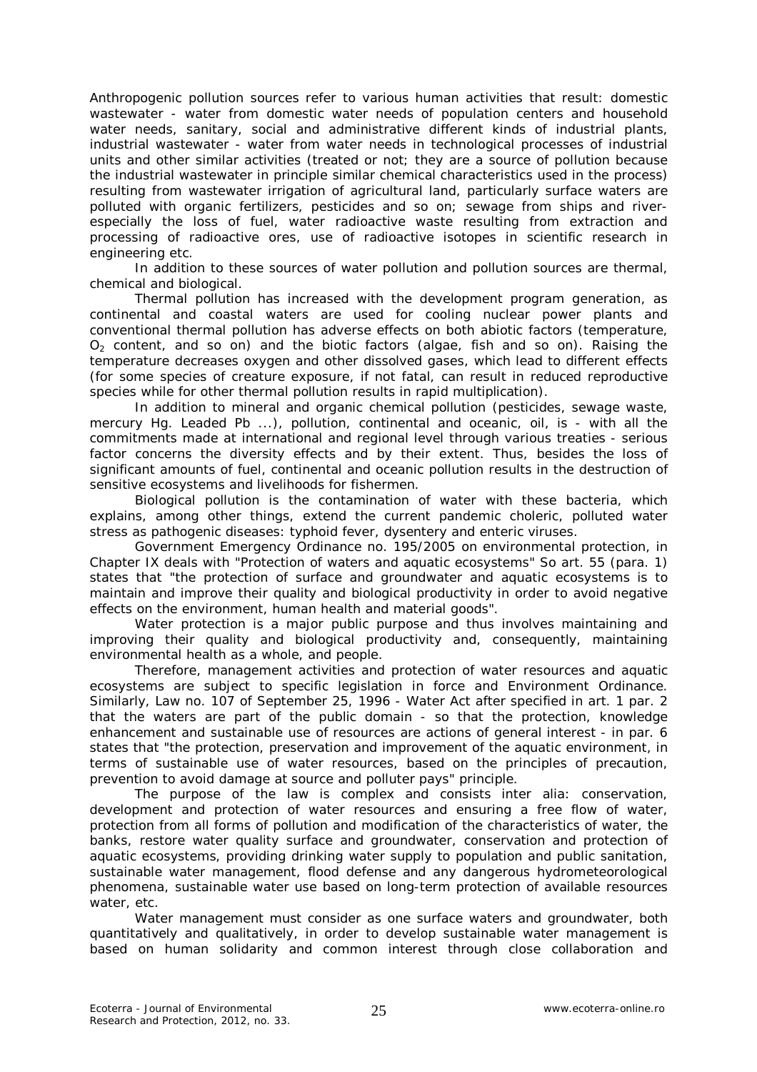Anthropogenic pollution sources refer to various human activities that result: domestic wastewater - water from domestic water needs of population centers and household water needs, sanitary, social and administrative different kinds of industrial plants, industrial wastewater - water from water needs in technological processes of industrial units and other similar activities (treated or not; they are a source of pollution because the industrial wastewater in principle similar chemical characteristics used in the process) resulting from wastewater irrigation of agricultural land, particularly surface waters are polluted with organic fertilizers, pesticides and so on; sewage from ships and river-especially the loss of fuel, water radioactive waste resulting from extraction and processing of radioactive ores, use of radioactive isotopes in scientific research in engineering etc.

In addition to these sources of water pollution and pollution sources are thermal, chemical and biological.

Thermal pollution has increased with the development program generation, as continental and coastal waters are used for cooling nuclear power plants and conventional thermal pollution has adverse effects on both abiotic factors (temperature, $O_2$ content, and so on) and the biotic factors (algae, fish and so on). Raising the temperature decreases oxygen and other dissolved gases, which lead to different effects (for some species of creature exposure, if not fatal, can result in reduced reproductive species while for other thermal pollution results in rapid multiplication).

In addition to mineral and organic chemical pollution (pesticides, sewage waste, mercury Hg. Leaded Pb ...), pollution, continental and oceanic, oil, is - with all the commitments made at international and regional level through various treaties - serious factor concerns the diversity effects and by their extent. Thus, besides the loss of significant amounts of fuel, continental and oceanic pollution results in the destruction of sensitive ecosystems and livelihoods for fishermen.

Biological pollution is the contamination of water with these bacteria, which explains, among other things, extend the current pandemic choleric, polluted water stress as pathogenic diseases: typhoid fever, dysentery and enteric viruses.

Government Emergency Ordinance no. 195/2005 on environmental protection, in Chapter IX deals with "Protection of waters and aquatic ecosystems" So art. 55 (para. 1) states that "the protection of surface and groundwater and aquatic ecosystems is to maintain and improve their quality and biological productivity in order to avoid negative effects on the environment, human health and material goods".

Water protection is a major public purpose and thus involves maintaining and improving their quality and biological productivity and, consequently, maintaining environmental health as a whole, and people.

Therefore, management activities and protection of water resources and aquatic ecosystems are subject to specific legislation in force and Environment Ordinance. Similarly, Law no. 107 of September 25, 1996 - Water Act after specified in art. 1 par. 2 that the waters are part of the public domain - so that the protection, knowledge enhancement and sustainable use of resources are actions of general interest - in par. 6 states that "the protection, preservation and improvement of the aquatic environment, in terms of sustainable use of water resources, based on the principles of precaution, prevention to avoid damage at source and polluter pays" principle.

The purpose of the law is complex and consists inter alia: conservation, development and protection of water resources and ensuring a free flow of water, protection from all forms of pollution and modification of the characteristics of water, the banks, restore water quality surface and groundwater, conservation and protection of aquatic ecosystems, providing drinking water supply to population and public sanitation, sustainable water management, flood defense and any dangerous hydrometeorological phenomena, sustainable water use based on long-term protection of available resources water, etc.

Water management must consider as one surface waters and groundwater, both quantitatively and qualitatively, in order to develop sustainable water management is based on human solidarity and common interest through close collaboration and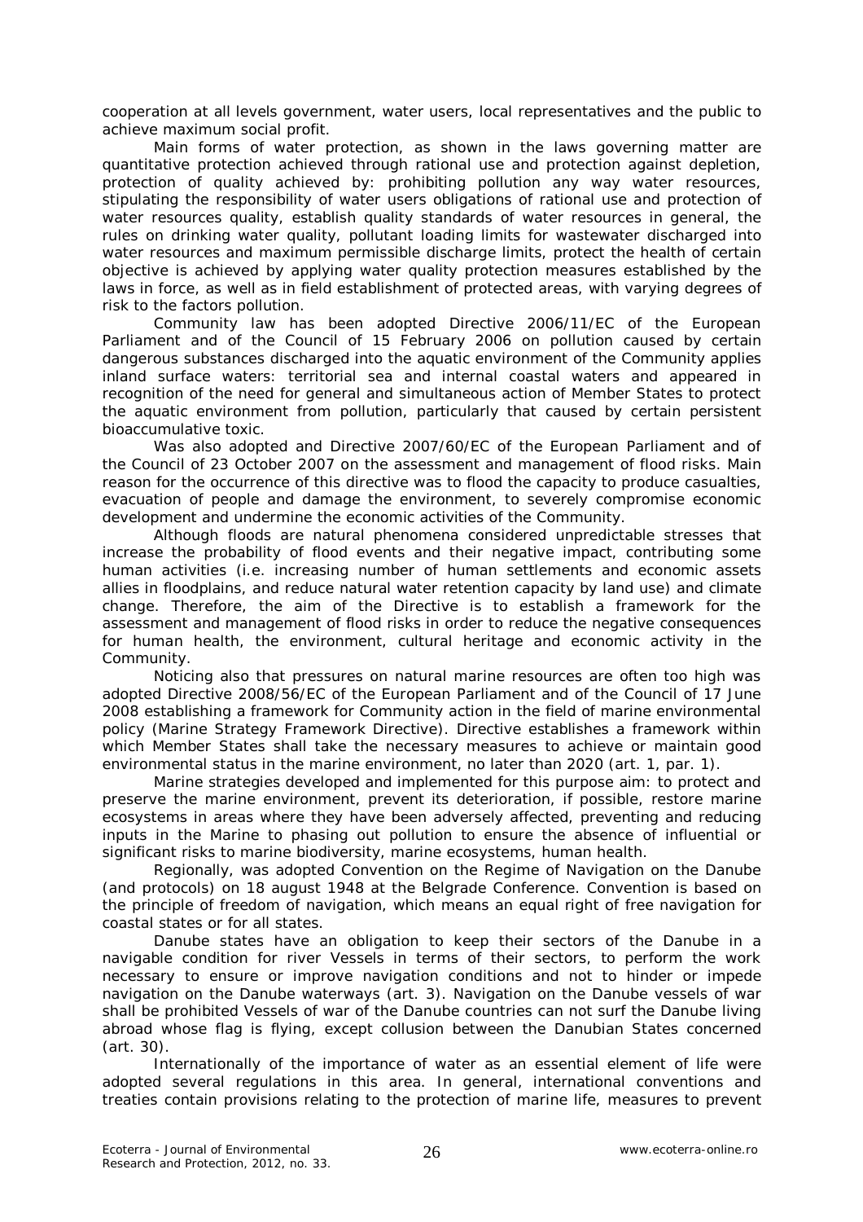cooperation at all levels government, water users, local representatives and the public to achieve maximum social profit.

Main forms of water protection, as shown in the laws governing matter are quantitative protection achieved through rational use and protection against depletion, protection of quality achieved by: prohibiting pollution any way water resources, stipulating the responsibility of water users obligations of rational use and protection of water resources quality, establish quality standards of water resources in general, the rules on drinking water quality, pollutant loading limits for wastewater discharged into water resources and maximum permissible discharge limits, protect the health of certain objective is achieved by applying water quality protection measures established by the laws in force, as well as in field establishment of protected areas, with varying degrees of risk to the factors pollution.

Community law has been adopted Directive 2006/11/EC of the European Parliament and of the Council of 15 February 2006 on pollution caused by certain dangerous substances discharged into the aquatic environment of the Community applies inland surface waters: territorial sea and internal coastal waters and appeared in recognition of the need for general and simultaneous action of Member States to protect the aquatic environment from pollution, particularly that caused by certain persistent bioaccumulative toxic.

Was also adopted and Directive 2007/60/EC of the European Parliament and of the Council of 23 October 2007 on the assessment and management of flood risks. Main reason for the occurrence of this directive was to flood the capacity to produce casualties, evacuation of people and damage the environment, to severely compromise economic development and undermine the economic activities of the Community.

Although floods are natural phenomena considered unpredictable stresses that increase the probability of flood events and their negative impact, contributing some human activities (i.e. increasing number of human settlements and economic assets allies in floodplains, and reduce natural water retention capacity by land use) and climate change. Therefore, the aim of the Directive is to establish a framework for the assessment and management of flood risks in order to reduce the negative consequences for human health, the environment, cultural heritage and economic activity in the Community.

Noticing also that pressures on natural marine resources are often too high was adopted Directive 2008/56/EC of the European Parliament and of the Council of 17 June 2008 establishing a framework for Community action in the field of marine environmental policy (Marine Strategy Framework Directive). Directive establishes a framework within which Member States shall take the necessary measures to achieve or maintain good environmental status in the marine environment, no later than 2020 (art. 1, par. 1).

Marine strategies developed and implemented for this purpose aim: to protect and preserve the marine environment, prevent its deterioration, if possible, restore marine ecosystems in areas where they have been adversely affected, preventing and reducing inputs in the Marine to phasing out pollution to ensure the absence of influential or significant risks to marine biodiversity, marine ecosystems, human health.

Regionally, was adopted Convention on the Regime of Navigation on the Danube (and protocols) on 18 august 1948 at the Belgrade Conference. Convention is based on the principle of freedom of navigation, which means an equal right of free navigation for coastal states or for all states.

Danube states have an obligation to keep their sectors of the Danube in a navigable condition for river Vessels in terms of their sectors, to perform the work necessary to ensure or improve navigation conditions and not to hinder or impede navigation on the Danube waterways (art. 3). Navigation on the Danube vessels of war shall be prohibited Vessels of war of the Danube countries can not surf the Danube living abroad whose flag is flying, except collusion between the Danubian States concerned (art. 30).

Internationally of the importance of water as an essential element of life were adopted several regulations in this area. In general, international conventions and treaties contain provisions relating to the protection of marine life, measures to prevent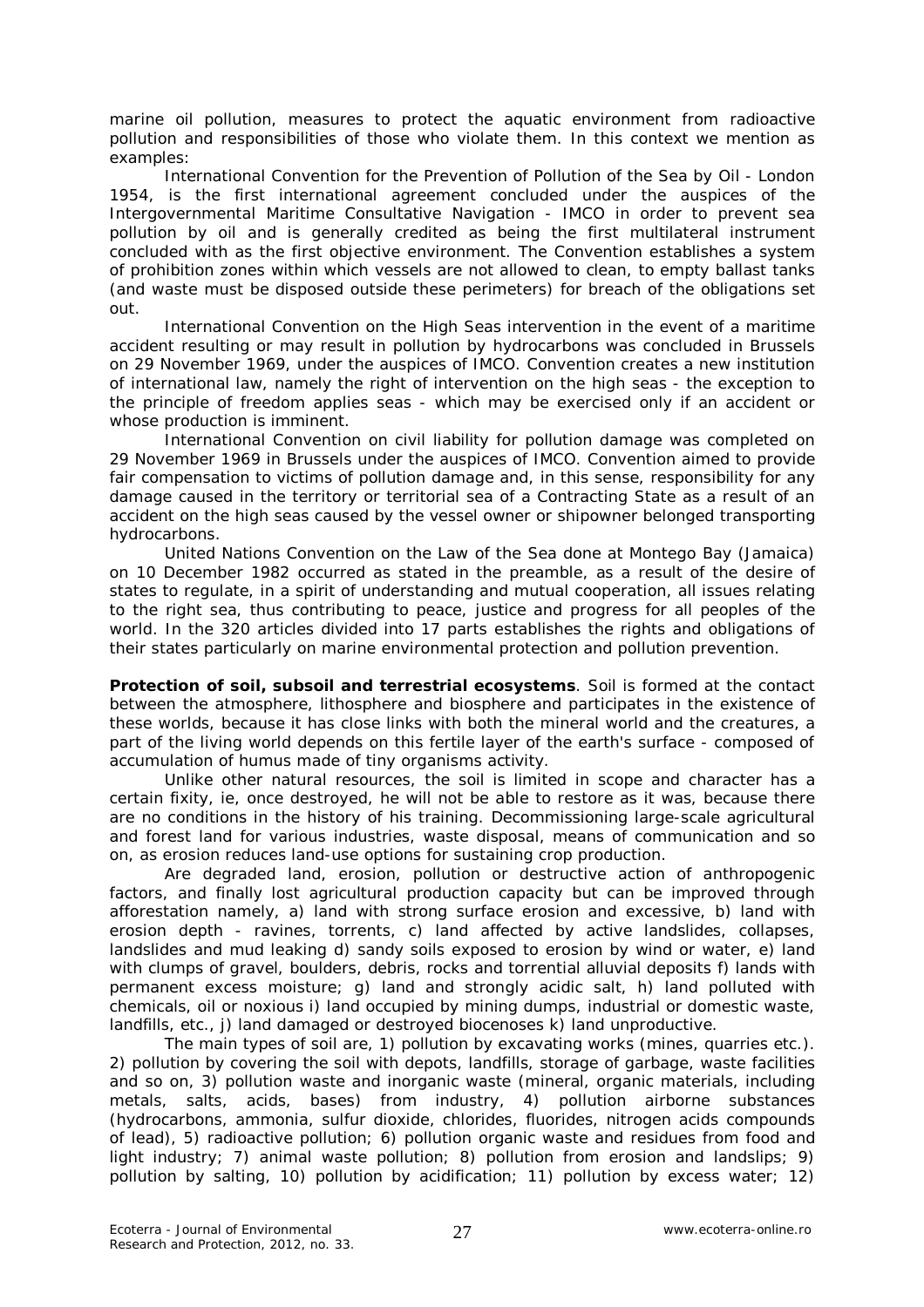marine oil pollution, measures to protect the aquatic environment from radioactive pollution and responsibilities of those who violate them. In this context we mention as examples:

International Convention for the Prevention of Pollution of the Sea by Oil - London 1954, is the first international agreement concluded under the auspices of the Intergovernmental Maritime Consultative Navigation - IMCO in order to prevent sea pollution by oil and is generally credited as being the first multilateral instrument concluded with as the first objective environment. The Convention establishes a system of prohibition zones within which vessels are not allowed to clean, to empty ballast tanks (and waste must be disposed outside these perimeters) for breach of the obligations set out.

International Convention on the High Seas intervention in the event of a maritime accident resulting or may result in pollution by hydrocarbons was concluded in Brussels on 29 November 1969, under the auspices of IMCO. Convention creates a new institution of international law, namely the right of intervention on the high seas - the exception to the principle of freedom applies seas - which may be exercised only if an accident or whose production is imminent.

International Convention on civil liability for pollution damage was completed on 29 November 1969 in Brussels under the auspices of IMCO. Convention aimed to provide fair compensation to victims of pollution damage and, in this sense, responsibility for any damage caused in the territory or territorial sea of a Contracting State as a result of an accident on the high seas caused by the vessel owner or shipowner belonged transporting hydrocarbons.

United Nations Convention on the Law of the Sea done at Montego Bay (Jamaica) on 10 December 1982 occurred as stated in the preamble, as a result of the desire of states to regulate, in a spirit of understanding and mutual cooperation, all issues relating to the right sea, thus contributing to peace, justice and progress for all peoples of the world. In the 320 articles divided into 17 parts establishes the rights and obligations of their states particularly on marine environmental protection and pollution prevention.

**Protection of soil, subsoil and terrestrial ecosystems**. Soil is formed at the contact between the atmosphere, lithosphere and biosphere and participates in the existence of these worlds, because it has close links with both the mineral world and the creatures, a part of the living world depends on this fertile layer of the earth's surface - composed of accumulation of humus made of tiny organisms activity.

Unlike other natural resources, the soil is limited in scope and character has a certain fixity, ie, once destroyed, he will not be able to restore as it was, because there are no conditions in the history of his training. Decommissioning large-scale agricultural and forest land for various industries, waste disposal, means of communication and so on, as erosion reduces land-use options for sustaining crop production.

Are degraded land, erosion, pollution or destructive action of anthropogenic factors, and finally lost agricultural production capacity but can be improved through afforestation namely, a) land with strong surface erosion and excessive, b) land with erosion depth - ravines, torrents, c) land affected by active landslides, collapses, landslides and mud leaking d) sandy soils exposed to erosion by wind or water, e) land with clumps of gravel, boulders, debris, rocks and torrential alluvial deposits f) lands with permanent excess moisture; g) land and strongly acidic salt, h) land polluted with chemicals, oil or noxious i) land occupied by mining dumps, industrial or domestic waste, landfills, etc., j) land damaged or destroyed biocenoses k) land unproductive.

The main types of soil are, 1) pollution by excavating works (mines, quarries etc.). 2) pollution by covering the soil with depots, landfills, storage of garbage, waste facilities and so on, 3) pollution waste and inorganic waste (mineral, organic materials, including metals, salts, acids, bases) from industry, 4) pollution airborne substances (hydrocarbons, ammonia, sulfur dioxide, chlorides, fluorides, nitrogen acids compounds of lead), 5) radioactive pollution; 6) pollution organic waste and residues from food and light industry; 7) animal waste pollution; 8) pollution from erosion and landslips; 9) pollution by salting, 10) pollution by acidification; 11) pollution by excess water; 12)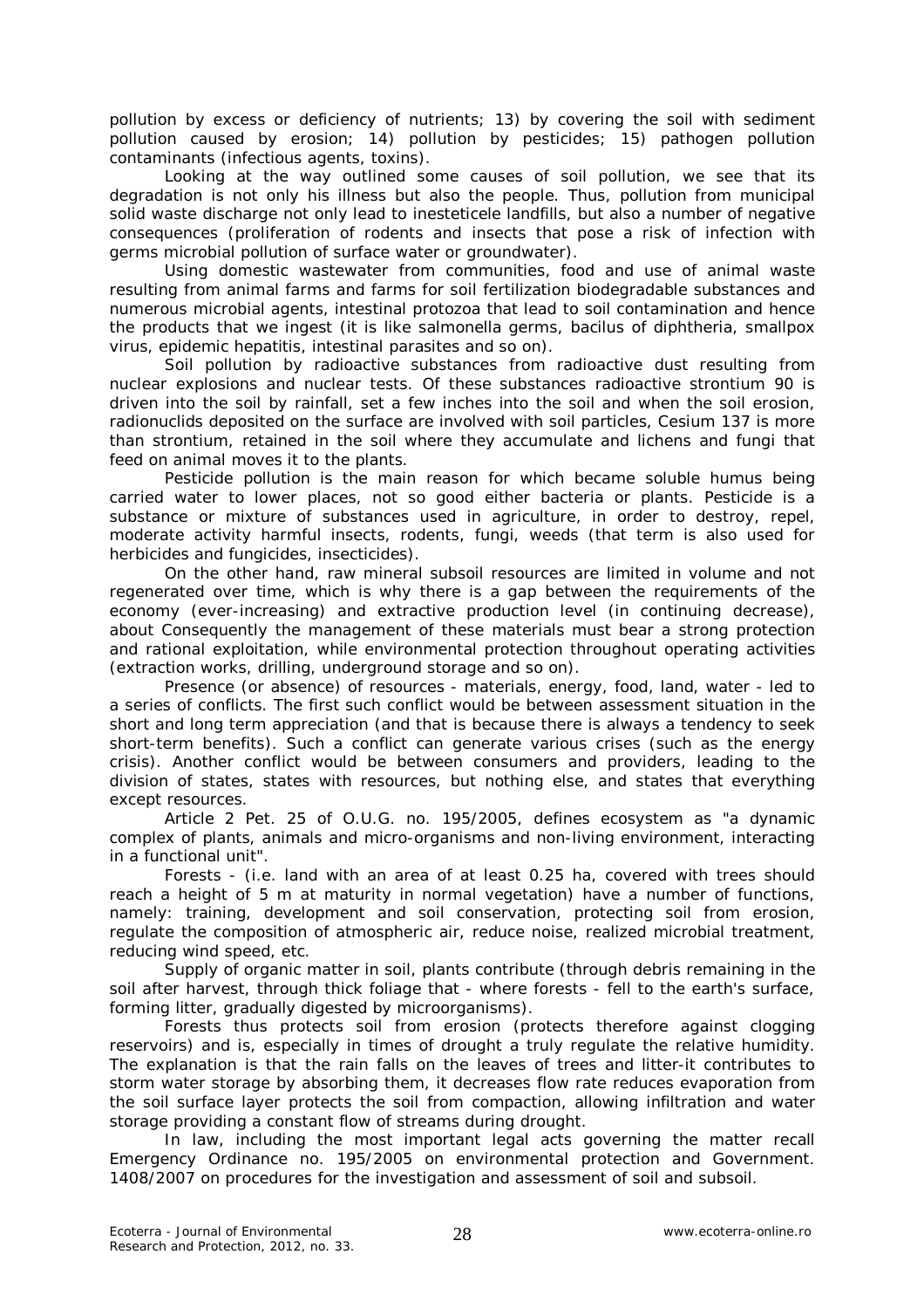pollution by excess or deficiency of nutrients; 13) by covering the soil with sediment pollution caused by erosion; 14) pollution by pesticides; 15) pathogen pollution contaminants (infectious agents, toxins).

Looking at the way outlined some causes of soil pollution, we see that its degradation is not only his illness but also the people. Thus, pollution from municipal solid waste discharge not only lead to inesteticele landfills, but also a number of negative consequences (proliferation of rodents and insects that pose a risk of infection with germs microbial pollution of surface water or groundwater).

Using domestic wastewater from communities, food and use of animal waste resulting from animal farms and farms for soil fertilization biodegradable substances and numerous microbial agents, intestinal protozoa that lead to soil contamination and hence the products that we ingest (it is like salmonella germs, bacilus of diphtheria, smallpox virus, epidemic hepatitis, intestinal parasites and so on).

Soil pollution by radioactive substances from radioactive dust resulting from nuclear explosions and nuclear tests. Of these substances radioactive strontium 90 is driven into the soil by rainfall, set a few inches into the soil and when the soil erosion, radionuclids deposited on the surface are involved with soil particles, Cesium 137 is more than strontium, retained in the soil where they accumulate and lichens and fungi that feed on animal moves it to the plants.

Pesticide pollution is the main reason for which became soluble humus being carried water to lower places, not so good either bacteria or plants. Pesticide is a substance or mixture of substances used in agriculture, in order to destroy, repel, moderate activity harmful insects, rodents, fungi, weeds (that term is also used for herbicides and fungicides, insecticides).

On the other hand, raw mineral subsoil resources are limited in volume and not regenerated over time, which is why there is a gap between the requirements of the economy (ever-increasing) and extractive production level (in continuing decrease), about Consequently the management of these materials must bear a strong protection and rational exploitation, while environmental protection throughout operating activities (extraction works, drilling, underground storage and so on).

Presence (or absence) of resources - materials, energy, food, land, water - led to a series of conflicts. The first such conflict would be between assessment situation in the short and long term appreciation (and that is because there is always a tendency to seek short-term benefits). Such a conflict can generate various crises (such as the energy crisis). Another conflict would be between consumers and providers, leading to the division of states, states with resources, but nothing else, and states that everything except resources.

Article 2 Pet. 25 of O.U.G. no. 195/2005, defines ecosystem as "a dynamic complex of plants, animals and micro-organisms and non-living environment, interacting in a functional unit".

Forests - (i.e. land with an area of at least 0.25 ha, covered with trees should reach a height of 5 m at maturity in normal vegetation) have a number of functions, namely: training, development and soil conservation, protecting soil from erosion, regulate the composition of atmospheric air, reduce noise, realized microbial treatment, reducing wind speed, etc.

Supply of organic matter in soil, plants contribute (through debris remaining in the soil after harvest, through thick foliage that - where forests - fell to the earth's surface, forming litter, gradually digested by microorganisms).

Forests thus protects soil from erosion (protects therefore against clogging reservoirs) and is, especially in times of drought a truly regulate the relative humidity. The explanation is that the rain falls on the leaves of trees and litter-it contributes to storm water storage by absorbing them, it decreases flow rate reduces evaporation from the soil surface layer protects the soil from compaction, allowing infiltration and water storage providing a constant flow of streams during drought.

In law, including the most important legal acts governing the matter recall Emergency Ordinance no. 195/2005 on environmental protection and Government. 1408/2007 on procedures for the investigation and assessment of soil and subsoil.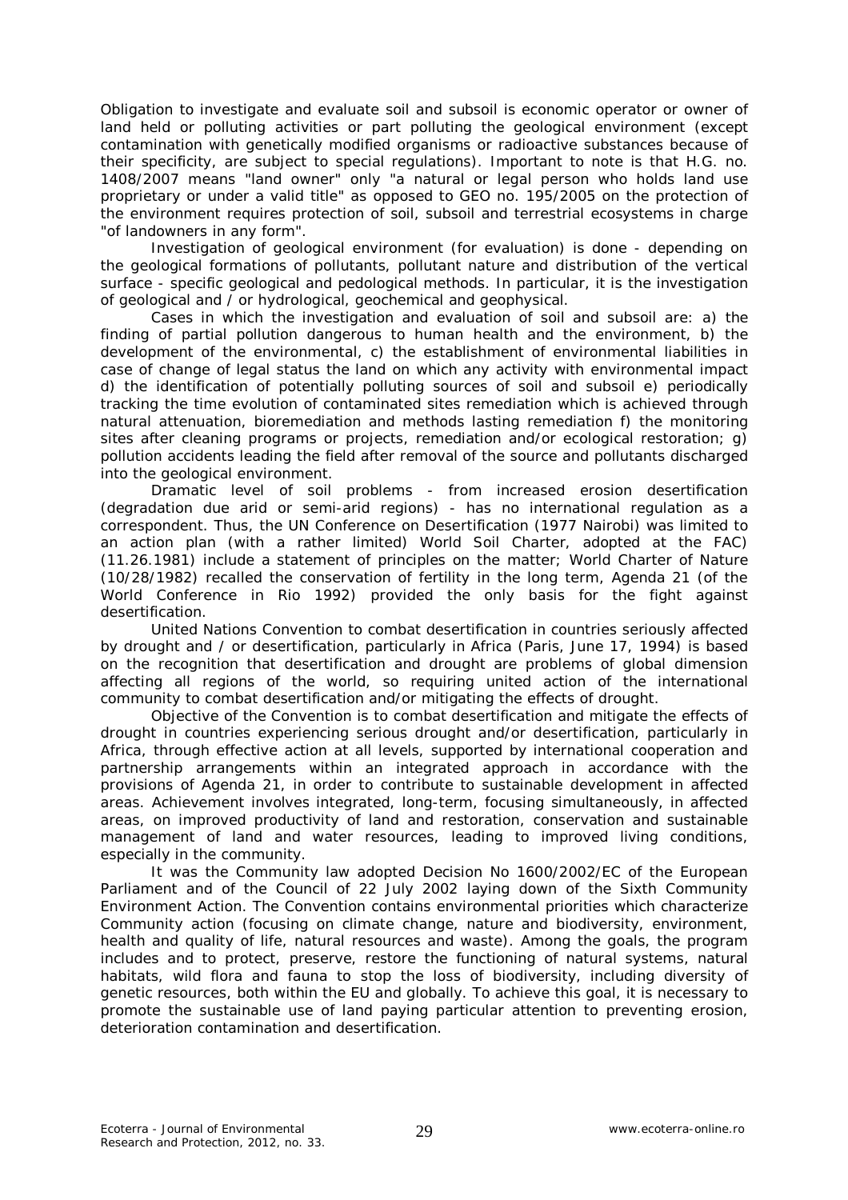Obligation to investigate and evaluate soil and subsoil is economic operator or owner of land held or polluting activities or part polluting the geological environment (except contamination with genetically modified organisms or radioactive substances because of their specificity, are subject to special regulations). Important to note is that H.G. no. 1408/2007 means "land owner" only "a natural or legal person who holds land use proprietary or under a valid title" as opposed to GEO no. 195/2005 on the protection of the environment requires protection of soil, subsoil and terrestrial ecosystems in charge "of landowners in any form".

Investigation of geological environment (for evaluation) is done - depending on the geological formations of pollutants, pollutant nature and distribution of the vertical surface - specific geological and pedological methods. In particular, it is the investigation of geological and / or hydrological, geochemical and geophysical.

Cases in which the investigation and evaluation of soil and subsoil are: a) the finding of partial pollution dangerous to human health and the environment, b) the development of the environmental, c) the establishment of environmental liabilities in case of change of legal status the land on which any activity with environmental impact d) the identification of potentially polluting sources of soil and subsoil e) periodically tracking the time evolution of contaminated sites remediation which is achieved through natural attenuation, bioremediation and methods lasting remediation f) the monitoring sites after cleaning programs or projects, remediation and/or ecological restoration; g) pollution accidents leading the field after removal of the source and pollutants discharged into the geological environment.

Dramatic level of soil problems - from increased erosion desertification (degradation due arid or semi-arid regions) - has no international regulation as a correspondent. Thus, the UN Conference on Desertification (1977 Nairobi) was limited to an action plan (with a rather limited) World Soil Charter, adopted at the FAC) (11.26.1981) include a statement of principles on the matter; World Charter of Nature (10/28/1982) recalled the conservation of fertility in the long term, Agenda 21 (of the World Conference in Rio 1992) provided the only basis for the fight against desertification.

United Nations Convention to combat desertification in countries seriously affected by drought and / or desertification, particularly in Africa (Paris, June 17, 1994) is based on the recognition that desertification and drought are problems of global dimension affecting all regions of the world, so requiring united action of the international community to combat desertification and/or mitigating the effects of drought.

Objective of the Convention is to combat desertification and mitigate the effects of drought in countries experiencing serious drought and/or desertification, particularly in Africa, through effective action at all levels, supported by international cooperation and partnership arrangements within an integrated approach in accordance with the provisions of Agenda 21, in order to contribute to sustainable development in affected areas. Achievement involves integrated, long-term, focusing simultaneously, in affected areas, on improved productivity of land and restoration, conservation and sustainable management of land and water resources, leading to improved living conditions, especially in the community.

It was the Community law adopted Decision No 1600/2002/EC of the European Parliament and of the Council of 22 July 2002 laying down of the Sixth Community Environment Action. The Convention contains environmental priorities which characterize Community action (focusing on climate change, nature and biodiversity, environment, health and quality of life, natural resources and waste). Among the goals, the program includes and to protect, preserve, restore the functioning of natural systems, natural habitats, wild flora and fauna to stop the loss of biodiversity, including diversity of genetic resources, both within the EU and globally. To achieve this goal, it is necessary to promote the sustainable use of land paying particular attention to preventing erosion, deterioration contamination and desertification.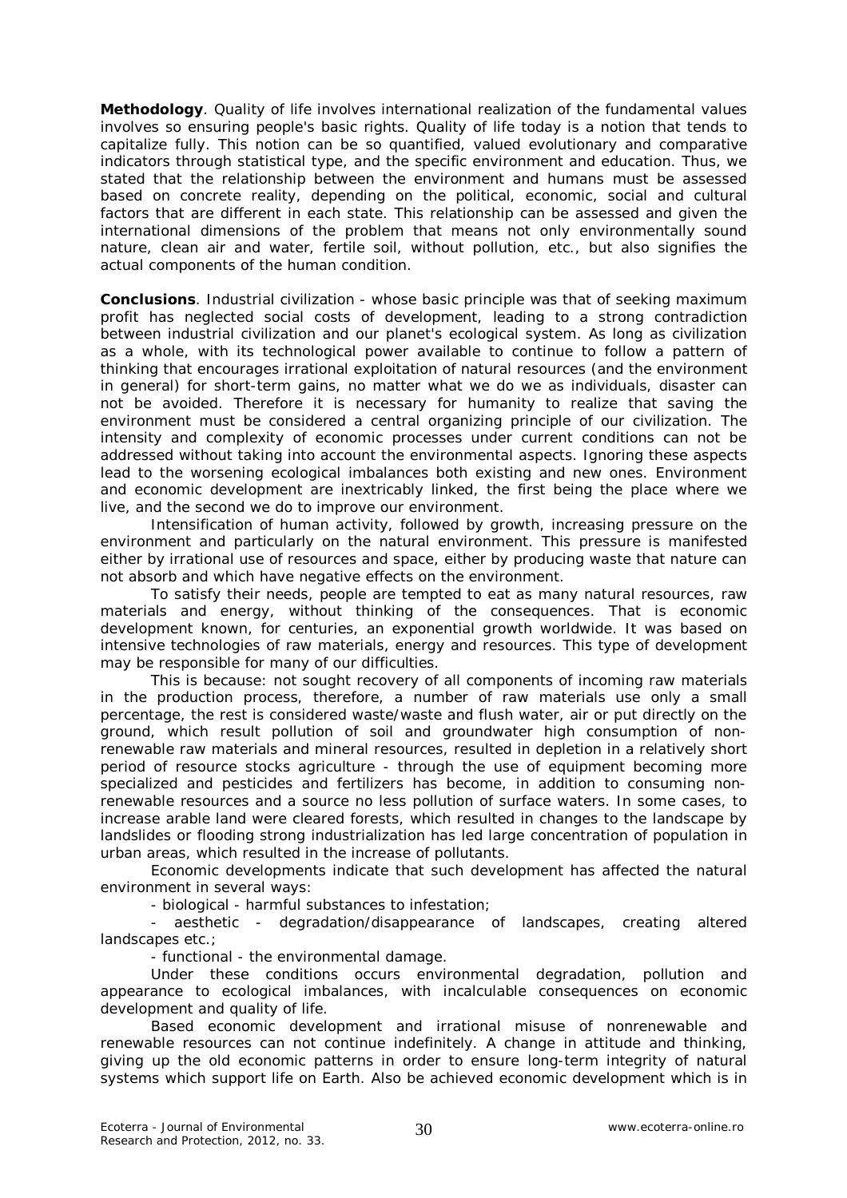**Methodology**. Quality of life involves international realization of the fundamental values involves so ensuring people's basic rights. Quality of life today is a notion that tends to capitalize fully. This notion can be so quantified, valued evolutionary and comparative indicators through statistical type, and the specific environment and education. Thus, we stated that the relationship between the environment and humans must be assessed based on concrete reality, depending on the political, economic, social and cultural factors that are different in each state. This relationship can be assessed and given the international dimensions of the problem that means not only environmentally sound nature, clean air and water, fertile soil, without pollution, etc., but also signifies the actual components of the human condition.

**Conclusions**. Industrial civilization - whose basic principle was that of seeking maximum profit has neglected social costs of development, leading to a strong contradiction between industrial civilization and our planet's ecological system. As long as civilization as a whole, with its technological power available to continue to follow a pattern of thinking that encourages irrational exploitation of natural resources (and the environment in general) for short-term gains, no matter what we do we as individuals, disaster can not be avoided. Therefore it is necessary for humanity to realize that saving the environment must be considered a central organizing principle of our civilization. The intensity and complexity of economic processes under current conditions can not be addressed without taking into account the environmental aspects. Ignoring these aspects lead to the worsening ecological imbalances both existing and new ones. Environment and economic development are inextricably linked, the first being the place where we live, and the second we do to improve our environment.

Intensification of human activity, followed by growth, increasing pressure on the environment and particularly on the natural environment. This pressure is manifested either by irrational use of resources and space, either by producing waste that nature can not absorb and which have negative effects on the environment.

To satisfy their needs, people are tempted to eat as many natural resources, raw materials and energy, without thinking of the consequences. That is economic development known, for centuries, an exponential growth worldwide. It was based on intensive technologies of raw materials, energy and resources. This type of development may be responsible for many of our difficulties.

This is because: not sought recovery of all components of incoming raw materials in the production process, therefore, a number of raw materials use only a small percentage, the rest is considered waste/waste and flush water, air or put directly on the ground, which result pollution of soil and groundwater high consumption of non-renewable raw materials and mineral resources, resulted in depletion in a relatively short period of resource stocks agriculture - through the use of equipment becoming more specialized and pesticides and fertilizers has become, in addition to consuming non-renewable resources and a source no less pollution of surface waters. In some cases, to increase arable land were cleared forests, which resulted in changes to the landscape by landslides or flooding strong industrialization has led large concentration of population in urban areas, which resulted in the increase of pollutants.

Economic developments indicate that such development has affected the natural environment in several ways:

- biological - harmful substances to infestation;
- aesthetic - degradation/disappearance of landscapes, creating altered landscapes etc.;
- functional - the environmental damage.

Under these conditions occurs environmental degradation, pollution and appearance to ecological imbalances, with incalculable consequences on economic development and quality of life.

Based economic development and irrational misuse of nonrenewable and renewable resources can not continue indefinitely. A change in attitude and thinking, giving up the old economic patterns in order to ensure long-term integrity of natural systems which support life on Earth. Also be achieved economic development which is in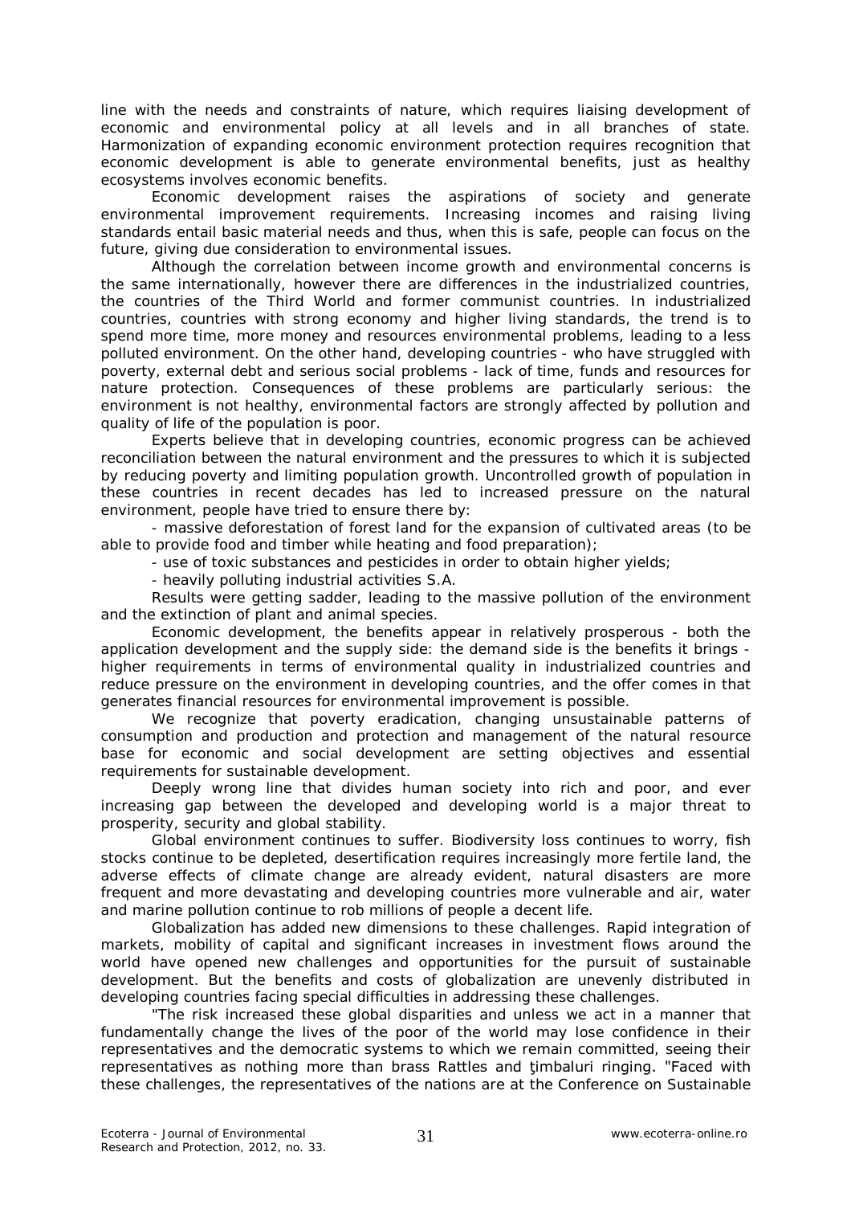line with the needs and constraints of nature, which requires liaising development of economic and environmental policy at all levels and in all branches of state. Harmonization of expanding economic environment protection requires recognition that economic development is able to generate environmental benefits, just as healthy ecosystems involves economic benefits.

Economic development raises the aspirations of society and generate environmental improvement requirements. Increasing incomes and raising living standards entail basic material needs and thus, when this is safe, people can focus on the future, giving due consideration to environmental issues.

Although the correlation between income growth and environmental concerns is the same internationally, however there are differences in the industrialized countries, the countries of the Third World and former communist countries. In industrialized countries, countries with strong economy and higher living standards, the trend is to spend more time, more money and resources environmental problems, leading to a less polluted environment. On the other hand, developing countries - who have struggled with poverty, external debt and serious social problems - lack of time, funds and resources for nature protection. Consequences of these problems are particularly serious: the environment is not healthy, environmental factors are strongly affected by pollution and quality of life of the population is poor.

Experts believe that in developing countries, economic progress can be achieved reconciliation between the natural environment and the pressures to which it is subjected by reducing poverty and limiting population growth. Uncontrolled growth of population in these countries in recent decades has led to increased pressure on the natural environment, people have tried to ensure there by:

- massive deforestation of forest land for the expansion of cultivated areas (to be able to provide food and timber while heating and food preparation);
- use of toxic substances and pesticides in order to obtain higher yields;
- heavily polluting industrial activities S.A.

Results were getting sadder, leading to the massive pollution of the environment and the extinction of plant and animal species.

Economic development, the benefits appear in relatively prosperous - both the application development and the supply side: the demand side is the benefits it brings - higher requirements in terms of environmental quality in industrialized countries and reduce pressure on the environment in developing countries, and the offer comes in that generates financial resources for environmental improvement is possible.

We recognize that poverty eradication, changing unsustainable patterns of consumption and production and protection and management of the natural resource base for economic and social development are setting objectives and essential requirements for sustainable development.

Deeply wrong line that divides human society into rich and poor, and ever increasing gap between the developed and developing world is a major threat to prosperity, security and global stability.

Global environment continues to suffer. Biodiversity loss continues to worry, fish stocks continue to be depleted, desertification requires increasingly more fertile land, the adverse effects of climate change are already evident, natural disasters are more frequent and more devastating and developing countries more vulnerable and air, water and marine pollution continue to rob millions of people a decent life.

Globalization has added new dimensions to these challenges. Rapid integration of markets, mobility of capital and significant increases in investment flows around the world have opened new challenges and opportunities for the pursuit of sustainable development. But the benefits and costs of globalization are unevenly distributed in developing countries facing special difficulties in addressing these challenges.

"The risk increased these global disparities and unless we act in a manner that fundamentally change the lives of the poor of the world may lose confidence in their representatives and the democratic systems to which we remain committed, seeing their representatives as nothing more than brass Rattles and ţimbaluri ringing. "Faced with these challenges, the representatives of the nations are at the Conference on Sustainable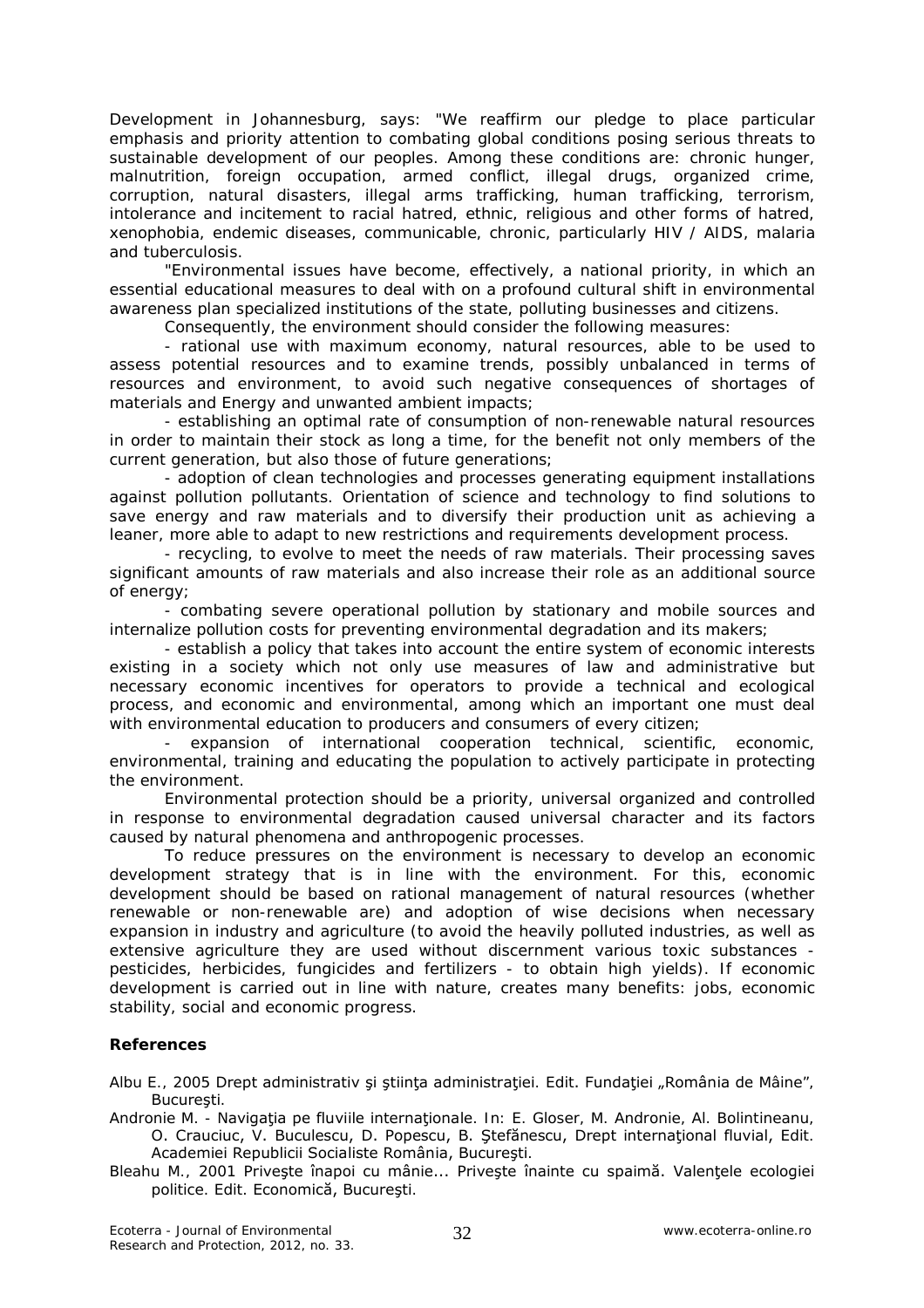Development in Johannesburg, says: "We reaffirm our pledge to place particular emphasis and priority attention to combating global conditions posing serious threats to sustainable development of our peoples. Among these conditions are: chronic hunger, malnutrition, foreign occupation, armed conflict, illegal drugs, organized crime, corruption, natural disasters, illegal arms trafficking, human trafficking, terrorism, intolerance and incitement to racial hatred, ethnic, religious and other forms of hatred, xenophobia, endemic diseases, communicable, chronic, particularly HIV / AIDS, malaria and tuberculosis.

"Environmental issues have become, effectively, a national priority, in which an essential educational measures to deal with on a profound cultural shift in environmental awareness plan specialized institutions of the state, polluting businesses and citizens.

Consequently, the environment should consider the following measures:

- rational use with maximum economy, natural resources, able to be used to assess potential resources and to examine trends, possibly unbalanced in terms of resources and environment, to avoid such negative consequences of shortages of materials and Energy and unwanted ambient impacts;
- establishing an optimal rate of consumption of non-renewable natural resources in order to maintain their stock as long a time, for the benefit not only members of the current generation, but also those of future generations;
- adoption of clean technologies and processes generating equipment installations against pollution pollutants. Orientation of science and technology to find solutions to save energy and raw materials and to diversify their production unit as achieving a leaner, more able to adapt to new restrictions and requirements development process.
- recycling, to evolve to meet the needs of raw materials. Their processing saves significant amounts of raw materials and also increase their role as an additional source of energy;
- combating severe operational pollution by stationary and mobile sources and internalize pollution costs for preventing environmental degradation and its makers;
- establish a policy that takes into account the entire system of economic interests existing in a society which not only use measures of law and administrative but necessary economic incentives for operators to provide a technical and ecological process, and economic and environmental, among which an important one must deal with environmental education to producers and consumers of every citizen;
- expansion of international cooperation technical, scientific, economic, environmental, training and educating the population to actively participate in protecting the environment.

Environmental protection should be a priority, universal organized and controlled in response to environmental degradation caused universal character and its factors caused by natural phenomena and anthropogenic processes.

To reduce pressures on the environment is necessary to develop an economic development strategy that is in line with the environment. For this, economic development should be based on rational management of natural resources (whether renewable or non-renewable are) and adoption of wise decisions when necessary expansion in industry and agriculture (to avoid the heavily polluted industries, as well as extensive agriculture they are used without discernment various toxic substances - pesticides, herbicides, fungicides and fertilizers - to obtain high yields). If economic development is carried out in line with nature, creates many benefits: jobs, economic stability, social and economic progress.

## References

Albu E., 2005 *Drept administrativ şi ştiinţa administraţiei*. Edit. Fundaţiei „România de Mâine", Bucureşti.

Andronie M. - *Navigaţia pe fluviile internaţionale*. In: E. Gloser, M. Andronie, Al. Bolintineanu, O. Crauciuc, V. Buculescu, D. Popescu, B. Ştefănescu, *Drept internaţional fluvial*, Edit. Academiei Republicii Socialiste România, Bucureşti.

Bleahu M., 2001 *Priveşte înapoi cu mânie... Priveşte înainte cu spaimă. Valenţele ecologiei politice*. Edit. Economică, Bucureşti.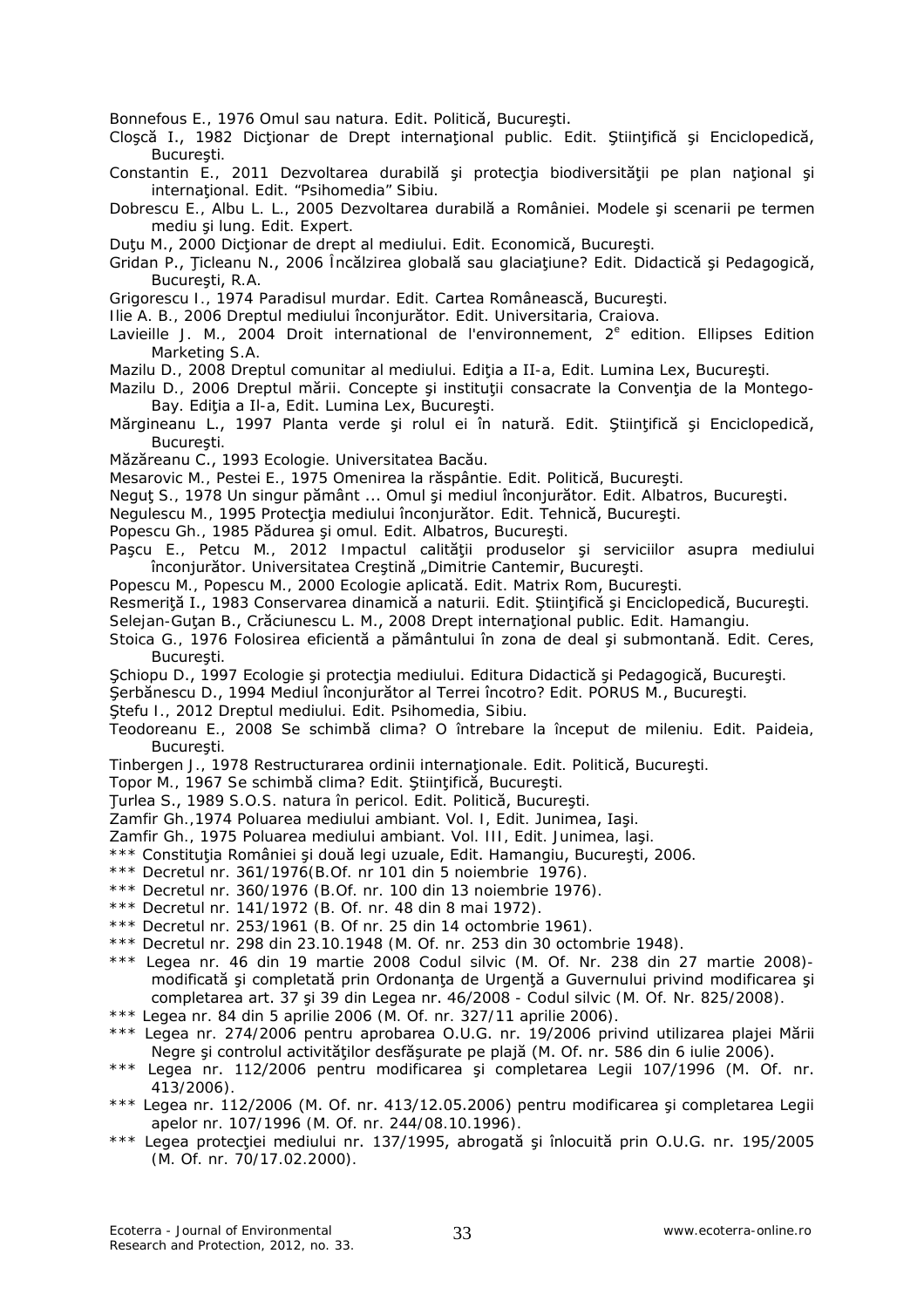Bonnefous E., 1976 Omul sau natura. Edit. Politică, Bucureşti.

Cloşcă I., 1982 Dicţionar de Drept internaţional public. Edit. Ştiinţifică şi Enciclopedică, Bucureşti.

Constantin E., 2011 Dezvoltarea durabilă şi protecţia biodiversităţii pe plan naţional şi internaţional. Edit. "Psihomedia" Sibiu.

Dobrescu E., Albu L. L., 2005 Dezvoltarea durabilă a României. Modele şi scenarii pe termen mediu şi lung. Edit. Expert.

Duţu M., 2000 Dicţionar de drept al mediului. Edit. Economică, Bucureşti.

Gridan P., Ţicleanu N., 2006 Încălzirea globală sau glaciaţiune? Edit. Didactică şi Pedagogică, Bucureşti, R.A.

Grigorescu I., 1974 Paradisul murdar. Edit. Cartea Românească, Bucureşti.

Ilie A. B., 2006 Dreptul mediului înconjurător. Edit. Universitaria, Craiova.

Lavieille J. M., 2004 Droit international de l'environnement, 2$^{e}$ edition. Ellipses Edition Marketing S.A.

Mazilu D., 2008 Dreptul comunitar al mediului. Ediţia a II-a, Edit. Lumina Lex, Bucureşti.

Mazilu D., 2006 Dreptul mării. Concepte şi instituţii consacrate la Convenţia de la Montego-Bay. Ediţia a II-a, Edit. Lumina Lex, Bucureşti.

Mărgineanu L., 1997 Planta verde şi rolul ei în natură. Edit. Ştiinţifică şi Enciclopedică, Bucureşti.

Măzăreanu C., 1993 Ecologie. Universitatea Bacău.

Mesarovic M., Pestei E., 1975 Omenirea la răspântie. Edit. Politică, Bucureşti.

Neguţ S., 1978 Un singur pământ ... Omul şi mediul înconjurător. Edit. Albatros, Bucureşti.

Negulescu M., 1995 Protecţia mediului înconjurător. Edit. Tehnică, Bucureşti.

Popescu Gh., 1985 Pădurea şi omul. Edit. Albatros, Bucureşti.

Paşcu E., Petcu M., 2012 Impactul calităţii produselor şi serviciilor asupra mediului înconjurător. Universitatea Creştină „Dimitrie Cantemir, Bucureşti.

Popescu M., Popescu M., 2000 Ecologie aplicată. Edit. Matrix Rom, Bucureşti.

Resmeriţă I., 1983 Conservarea dinamică a naturii. Edit. Ştiinţifică şi Enciclopedică, Bucureşti.

Selejan-Guţan B., Crăciunescu L. M., 2008 Drept internaţional public. Edit. Hamangiu.

Stoica G., 1976 Folosirea eficientă a pământului în zona de deal şi submontană. Edit. Ceres, Bucureşti.

Şchiopu D., 1997 Ecologie şi protecţia mediului. Editura Didactică şi Pedagogică, Bucureşti.

Şerbănescu D., 1994 Mediul înconjurător al Terrei încotro? Edit. PORUS M., Bucureşti.

Ştefu I., 2012 Dreptul mediului. Edit. Psihomedia, Sibiu.

Teodoreanu E., 2008 Se schimbă clima? O întrebare la început de mileniu. Edit. Paideia, Bucureşti.

Tinbergen J., 1978 Restructurarea ordinii internaţionale. Edit. Politică, Bucureşti.

Topor M., 1967 Se schimbă clima? Edit. Ştiinţifică, Bucureşti.

Ţurlea S., 1989 S.O.S. natura în pericol. Edit. Politică, Bucureşti.

Zamfir Gh.,1974 Poluarea mediului ambiant. Vol. I, Edit. Junimea, Iaşi.

Zamfir Gh., 1975 Poluarea mediului ambiant. Vol. III, Edit. Junimea, Iaşi.

*** Constituţia României şi două legi uzuale, Edit. Hamangiu, Bucureşti, 2006.

*** Decretul nr. 361/1976(B.Of. nr 101 din 5 noiembrie 1976).

*** Decretul nr. 360/1976 (B.Of. nr. 100 din 13 noiembrie 1976).

*** Decretul nr. 141/1972 (B. Of. nr. 48 din 8 mai 1972).

*** Decretul nr. 253/1961 (B. Of nr. 25 din 14 octombrie 1961).

*** Decretul nr. 298 din 23.10.1948 (M. Of. nr. 253 din 30 octombrie 1948).

*** Legea nr. 46 din 19 martie 2008 Codul silvic (M. Of. Nr. 238 din 27 martie 2008)- modificată şi completată prin Ordonanţa de Urgenţă a Guvernului privind modificarea şi completarea art. 37 şi 39 din Legea nr. 46/2008 - Codul silvic (M. Of. Nr. 825/2008).

*** Legea nr. 84 din 5 aprilie 2006 (M. Of. nr. 327/11 aprilie 2006).

*** Legea nr. 274/2006 pentru aprobarea O.U.G. nr. 19/2006 privind utilizarea plajei Mării Negre şi controlul activităţilor desfăşurate pe plajă (M. Of. nr. 586 din 6 iulie 2006).

*** Legea nr. 112/2006 pentru modificarea şi completarea Legii 107/1996 (M. Of. nr. 413/2006).

*** Legea nr. 112/2006 (M. Of. nr. 413/12.05.2006) pentru modificarea şi completarea Legii apelor nr. 107/1996 (M. Of. nr. 244/08.10.1996).

*** Legea protecţiei mediului nr. 137/1995, abrogată şi înlocuită prin O.U.G. nr. 195/2005 (M. Of. nr. 70/17.02.2000).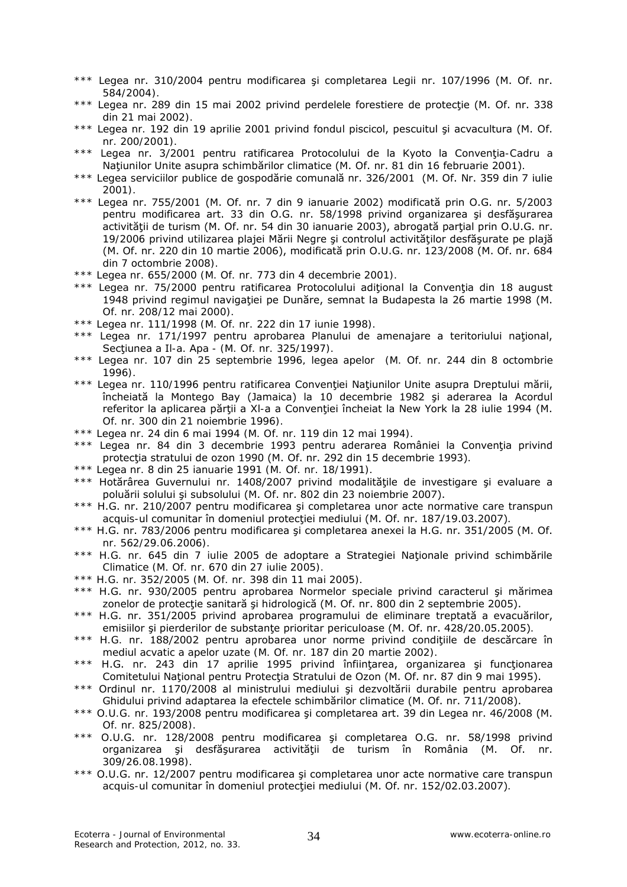*** Legea nr. 310/2004 pentru modificarea şi completarea Legii nr. 107/1996 (M. Of. nr. 584/2004).

*** Legea nr. 289 din 15 mai 2002 privind perdelele forestiere de protecţie (M. Of. nr. 338 din 21 mai 2002).

*** Legea nr. 192 din 19 aprilie 2001 privind fondul piscicol, pescuitul şi acvacultura (M. Of. nr. 200/2001).

*** Legea nr. 3/2001 pentru ratificarea Protocolului de la Kyoto la Convenţia-Cadru a Naţiunilor Unite asupra schimbărilor climatice (M. Of. nr. 81 din 16 februarie 2001).

*** Legea serviciilor publice de gospodărie comunală nr. 326/2001 (M. Of. Nr. 359 din 7 iulie 2001).

*** Legea nr. 755/2001 (M. Of. nr. 7 din 9 ianuarie 2002) modificată prin O.G. nr. 5/2003 pentru modificarea art. 33 din O.G. nr. 58/1998 privind organizarea şi desfăşurarea activităţii de turism (M. Of. nr. 54 din 30 ianuarie 2003), abrogată parţial prin O.U.G. nr. 19/2006 privind utilizarea plajei Mării Negre şi controlul activităţilor desfăşurate pe plajă (M. Of. nr. 220 din 10 martie 2006), modificată prin O.U.G. nr. 123/2008 (M. Of. nr. 684 din 7 octombrie 2008).

*** Legea nr. 655/2000 (M. Of. nr. 773 din 4 decembrie 2001).

*** Legea nr. 75/2000 pentru ratificarea Protocolului adiţional la Convenţia din 18 august 1948 privind regimul navigaţiei pe Dunăre, semnat la Budapesta la 26 martie 1998 (M. Of. nr. 208/12 mai 2000).

*** Legea nr. 111/1998 (M. Of. nr. 222 din 17 iunie 1998).

*** Legea nr. 171/1997 pentru aprobarea Planului de amenajare a teritoriului naţional, Secţiunea a II-a. Apa - (M. Of. nr. 325/1997).

*** Legea nr. 107 din 25 septembrie 1996, legea apelor (M. Of. nr. 244 din 8 octombrie 1996).

*** Legea nr. 110/1996 pentru ratificarea Convenţiei Naţiunilor Unite asupra Dreptului mării, încheiată la Montego Bay (Jamaica) la 10 decembrie 1982 şi aderarea la Acordul referitor la aplicarea părţii a XI-a a Convenţiei încheiat la New York la 28 iulie 1994 (M. Of. nr. 300 din 21 noiembrie 1996).

*** Legea nr. 24 din 6 mai 1994 (M. Of. nr. 119 din 12 mai 1994).

*** Legea nr. 84 din 3 decembrie 1993 pentru aderarea României la Convenţia privind protecţia stratului de ozon 1990 (M. Of. nr. 292 din 15 decembrie 1993).

*** Legea nr. 8 din 25 ianuarie 1991 (M. Of. nr. 18/1991).

*** Hotărârea Guvernului nr. 1408/2007 privind modalităţile de investigare şi evaluare a poluării solului şi subsolului (M. Of. nr. 802 din 23 noiembrie 2007).

*** H.G. nr. 210/2007 pentru modificarea şi completarea unor acte normative care transpun acquis-ul comunitar în domeniul protecţiei mediului (M. Of. nr. 187/19.03.2007).

*** H.G. nr. 783/2006 pentru modificarea şi completarea anexei la H.G. nr. 351/2005 (M. Of. nr. 562/29.06.2006).

*** H.G. nr. 645 din 7 iulie 2005 de adoptare a Strategiei Naţionale privind schimbările Climatice (M. Of. nr. 670 din 27 iulie 2005).

*** H.G. nr. 352/2005 (M. Of. nr. 398 din 11 mai 2005).

*** H.G. nr. 930/2005 pentru aprobarea Normelor speciale privind caracterul şi mărimea zonelor de protecţie sanitară şi hidrologică (M. Of. nr. 800 din 2 septembrie 2005).

*** H.G. nr. 351/2005 privind aprobarea programului de eliminare treptată a evacuărilor, emisiilor şi pierderilor de substanţe prioritar periculoase (M. Of. nr. 428/20.05.2005).

*** H.G. nr. 188/2002 pentru aprobarea unor norme privind condiţiile de descărcare în mediul acvatic a apelor uzate (M. Of. nr. 187 din 20 martie 2002).

*** H.G. nr. 243 din 17 aprilie 1995 privind înfiinţarea, organizarea şi funcţionarea Comitetului Naţional pentru Protecţia Stratului de Ozon (M. Of. nr. 87 din 9 mai 1995).

*** Ordinul nr. 1170/2008 al ministrului mediului şi dezvoltării durabile pentru aprobarea Ghidului privind adaptarea la efectele schimbărilor climatice (M. Of. nr. 711/2008).

*** O.U.G. nr. 193/2008 pentru modificarea şi completarea art. 39 din Legea nr. 46/2008 (M. Of. nr. 825/2008).

*** O.U.G. nr. 128/2008 pentru modificarea şi completarea O.G. nr. 58/1998 privind organizarea şi desfăşurarea activităţii de turism în România (M. Of. nr. 309/26.08.1998).

*** O.U.G. nr. 12/2007 pentru modificarea şi completarea unor acte normative care transpun acquis-ul comunitar în domeniul protecţiei mediului (M. Of. nr. 152/02.03.2007).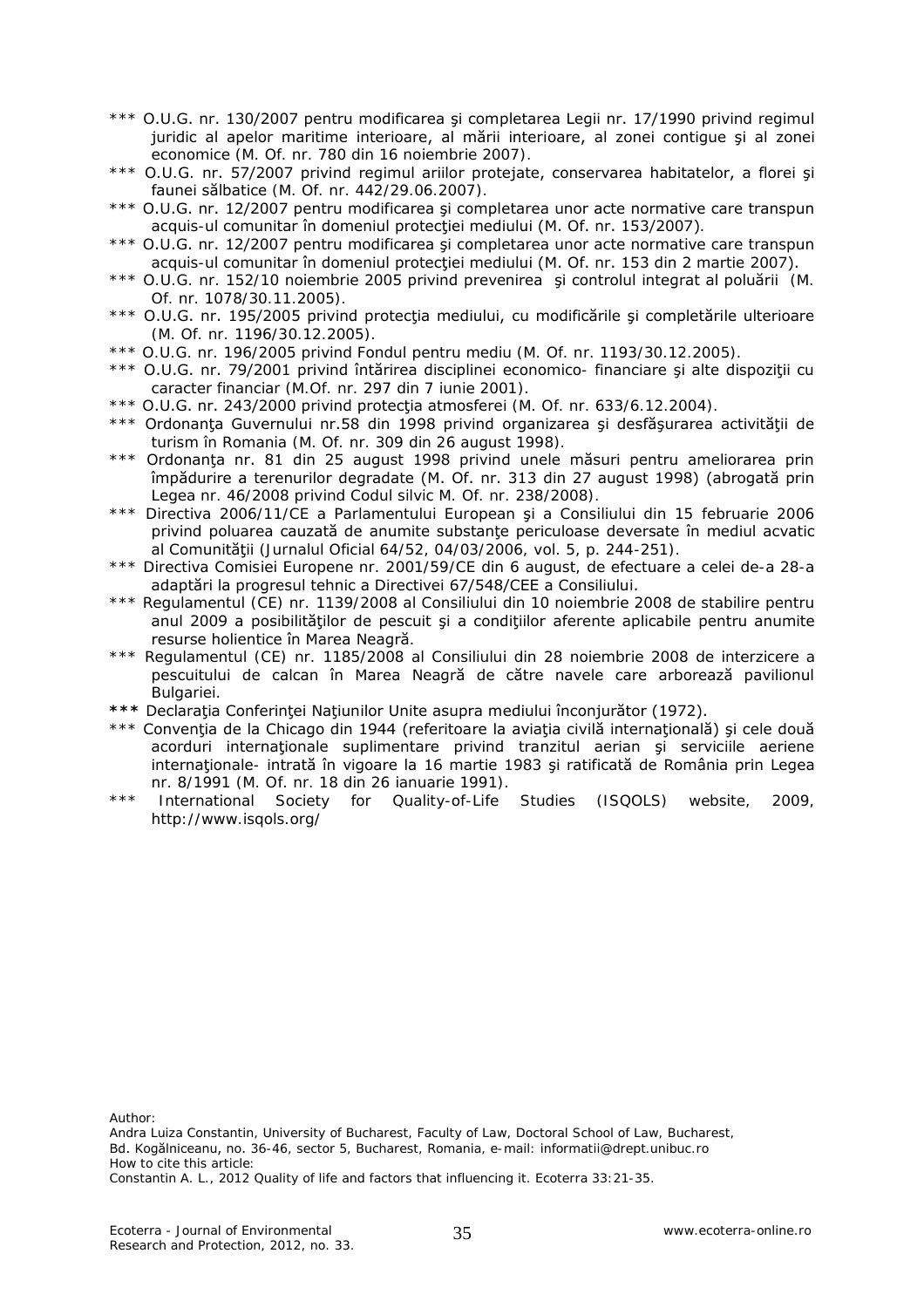*** O.U.G. nr. 130/2007 pentru modificarea şi completarea Legii nr. 17/1990 privind regimul juridic al apelor maritime interioare, al mării interioare, al zonei contigue şi al zonei economice (M. Of. nr. 780 din 16 noiembrie 2007).

*** O.U.G. nr. 57/2007 privind regimul ariilor protejate, conservarea habitatelor, a florei şi faunei sălbatice (M. Of. nr. 442/29.06.2007).

*** O.U.G. nr. 12/2007 pentru modificarea şi completarea unor acte normative care transpun acquis-ul comunitar în domeniul protecţiei mediului (M. Of. nr. 153/2007).

*** O.U.G. nr. 12/2007 pentru modificarea şi completarea unor acte normative care transpun acquis-ul comunitar în domeniul protecţiei mediului (M. Of. nr. 153 din 2 martie 2007).

*** O.U.G. nr. 152/10 noiembrie 2005 privind prevenirea şi controlul integrat al poluării (M. Of. nr. 1078/30.11.2005).

*** O.U.G. nr. 195/2005 privind protecţia mediului, cu modificările şi completările ulterioare (M. Of. nr. 1196/30.12.2005).

*** O.U.G. nr. 196/2005 privind Fondul pentru mediu (M. Of. nr. 1193/30.12.2005).

*** O.U.G. nr. 79/2001 privind întărirea disciplinei economico- financiare şi alte dispoziţii cu caracter financiar (M.Of. nr. 297 din 7 iunie 2001).

*** O.U.G. nr. 243/2000 privind protecţia atmosferei (M. Of. nr. 633/6.12.2004).

*** Ordonanţa Guvernului nr.58 din 1998 privind organizarea şi desfăşurarea activităţii de turism în Romania (M. Of. nr. 309 din 26 august 1998).

*** Ordonanţa nr. 81 din 25 august 1998 privind unele măsuri pentru ameliorarea prin împădurire a terenurilor degradate (M. Of. nr. 313 din 27 august 1998) (abrogată prin Legea nr. 46/2008 privind Codul silvic M. Of. nr. 238/2008).

*** Directiva 2006/11/CE a Parlamentului European şi a Consiliului din 15 februarie 2006 privind poluarea cauzată de anumite substanţe periculoase deversate în mediul acvatic al Comunităţii (Jurnalul Oficial 64/52, 04/03/2006, vol. 5, p. 244-251).

*** Directiva Comisiei Europene nr. 2001/59/CE din 6 august, de efectuare a celei de-a 28-a adaptări la progresul tehnic a Directivei 67/548/CEE a Consiliului.

*** Regulamentul (CE) nr. 1139/2008 al Consiliului din 10 noiembrie 2008 de stabilire pentru anul 2009 a posibilităţilor de pescuit şi a condiţiilor aferente aplicabile pentru anumite resurse holientice în Marea Neagră.

*** Regulamentul (CE) nr. 1185/2008 al Consiliului din 28 noiembrie 2008 de interzicere a pescuitului de calcan în Marea Neagră de către navele care arborează pavilionul Bulgariei.

*** Declaraţia Conferinţei Naţiunilor Unite asupra mediului înconjurător (1972).

*** Convenţia de la Chicago din 1944 (referitoare la aviaţia civilă internaţională) şi cele două acorduri internaţionale suplimentare privind tranzitul aerian şi serviciile aeriene internaţionale- intrată în vigoare la 16 martie 1983 şi ratificată de România prin Legea nr. 8/1991 (M. Of. nr. 18 din 26 ianuarie 1991).

*** International Society for Quality-of-Life Studies (ISQOLS) website, 2009, http://www.isqols.org/

Author:
Andra Luiza Constantin, University of Bucharest, Faculty of Law, Doctoral School of Law, Bucharest, Bd. Kogălniceanu, no. 36-46, sector 5, Bucharest, Romania, e-mail: informatii@drept.unibuc.ro

How to cite this article:
Constantin A. L., 2012 Quality of life and factors that influencing it. Ecoterra 33:21-35.